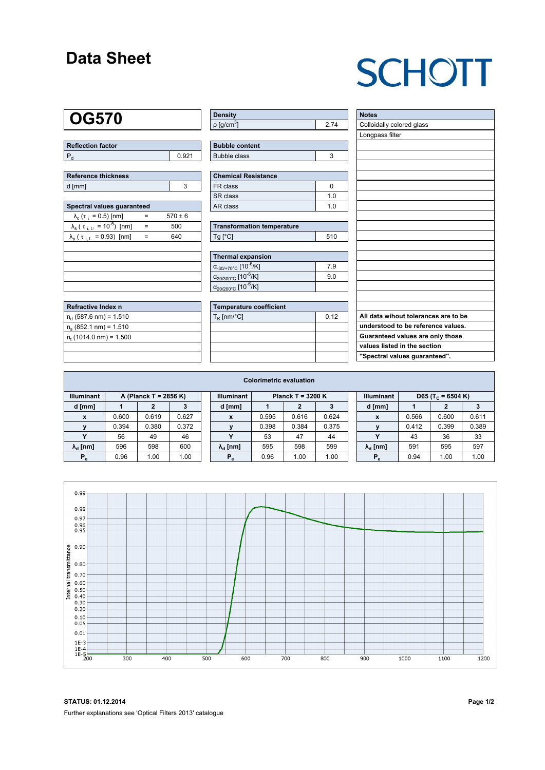# Data Sheet

SCHOTT

## OG570

| Reflection factor | |
|---|---|
| $P_d$ | 0.921 |

| Reference thickness | |
|---|---|
| d [mm] | 3 |

| Spectral values guaranteed | | |
|---|---|---|
| $\lambda_c$ ($\tau_i$ = 0.5) [nm] | = | 570 ± 6 |
| $\lambda_s$ ($\tau_{i,U}$ = $10^{-5}$) [nm] | = | 500 |
| $\lambda_p$ ($\tau_{i,L}$ = 0.93) [nm] | = | 640 |

| Refractive Index n |
|---|
| $n_d$ (587.6 nm) = 1.510 |
| $n_s$ (852.1 nm) = 1.510 |
| $n_t$ (1014.0 nm) = 1.500 |

| Density | |
|---|---|
| ρ [g/cm³] | 2.74 |

| Bubble content | |
|---|---|
| Bubble class | 3 |

| Chemical Resistance | |
|---|---|
| FR class | 0 |
| SR class | 1.0 |
| AR class | 1.0 |

| Transformation temperature | |
|---|---|
| Tg [°C] | 510 |

| Thermal expansion | |
|---|---|
| $\alpha_{-30/+70°C}$ [$10^{-6}$/K] | 7.9 |
| $\alpha_{20/300°C}$ [$10^{-6}$/K] | 9.0 |
| $\alpha_{20/200°C}$ [$10^{-6}$/K] | |

| Temperature coefficient | |
|---|---|
| $T_K$ [nm/°C] | 0.12 |

| Notes |
|---|
| Colloidally colored glass |
| Longpass filter |

**All data wihout tolerances are to be understood to be reference values. Guaranteed values are only those values listed in the section "Spectral values guaranteed".**

### Colorimetric evaluation

| Illuminant | A (Planck T = 2856 K) | | |
|---|---|---|---|
| d [mm] | 1 | 2 | 3 |
| x | 0.600 | 0.619 | 0.627 |
| y | 0.394 | 0.380 | 0.372 |
| Y | 56 | 49 | 46 |
| $\lambda_d$ [nm] | 596 | 598 | 600 |
| $P_e$ | 0.96 | 1.00 | 1.00 |

| Illuminant | Planck T = 3200 K | | |
|---|---|---|---|
| d [mm] | 1 | 2 | 3 |
| x | 0.595 | 0.616 | 0.624 |
| y | 0.398 | 0.384 | 0.375 |
| Y | 53 | 47 | 44 |
| $\lambda_d$ [nm] | 595 | 598 | 599 |
| $P_e$ | 0.96 | 1.00 | 1.00 |

| Illuminant | D65 ($T_C$ = 6504 K) | | |
|---|---|---|---|
| d [mm] | 1 | 2 | 3 |
| x | 0.566 | 0.600 | 0.611 |
| y | 0.412 | 0.399 | 0.389 |
| Y | 43 | 36 | 33 |
| $\lambda_d$ [nm] | 591 | 595 | 597 |
| $P_e$ | 0.94 | 1.00 | 1.00 |

**STATUS: 01.12.2014**

Further explanations see 'Optical Filters 2013' catalogue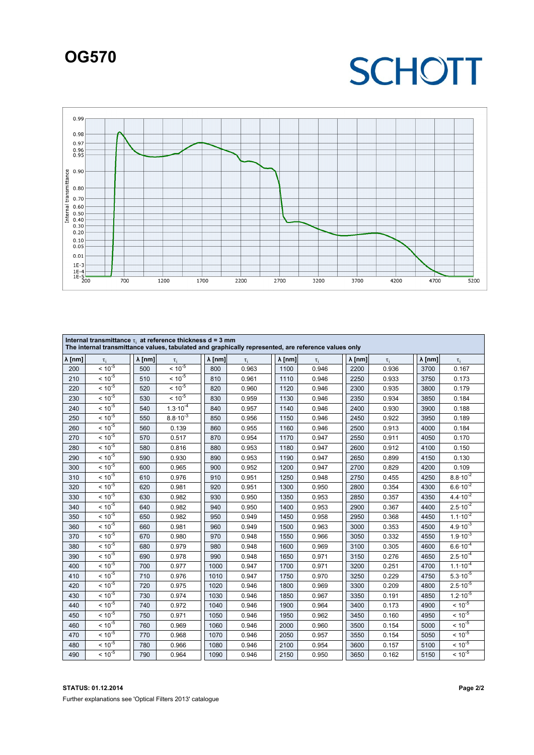# OG570

SCHOTT

0.99
0.98
0.97
0.96
0.95
0.90
0.80
0.70
0.60
0.50
0.40
0.30
0.20
0.10
0.05
0.01
1E-3
1E-4
1E-5

Internal transmittance

200 700 1200 1700 2200 2700 3200 3700 4200 4700 5200

**Internal transmittance $\tau_i$ at reference thickness d = 3 mm**
**The internal transmittance values, tabulated and graphically represented, are reference values only**

| λ [nm] | $\tau_i$ | λ [nm] | $\tau_i$ | λ [nm] | $\tau_i$ | λ [nm] | $\tau_i$ | λ [nm] | $\tau_i$ | λ [nm] | $\tau_i$ |
|---|---|---|---|---|---|---|---|---|---|---|---|
| 200 | $< 10^{-5}$ | 500 | $< 10^{-5}$ | 800 | 0.963 | 1100 | 0.946 | 2200 | 0.936 | 3700 | 0.167 |
| 210 | $< 10^{-5}$ | 510 | $< 10^{-5}$ | 810 | 0.961 | 1110 | 0.946 | 2250 | 0.933 | 3750 | 0.173 |
| 220 | $< 10^{-5}$ | 520 | $< 10^{-5}$ | 820 | 0.960 | 1120 | 0.946 | 2300 | 0.935 | 3800 | 0.179 |
| 230 | $< 10^{-5}$ | 530 | $< 10^{-5}$ | 830 | 0.959 | 1130 | 0.946 | 2350 | 0.934 | 3850 | 0.184 |
| 240 | $< 10^{-5}$ | 540 | $1.3 \cdot 10^{-4}$ | 840 | 0.957 | 1140 | 0.946 | 2400 | 0.930 | 3900 | 0.188 |
| 250 | $< 10^{-5}$ | 550 | $8.8 \cdot 10^{-3}$ | 850 | 0.956 | 1150 | 0.946 | 2450 | 0.922 | 3950 | 0.189 |
| 260 | $< 10^{-5}$ | 560 | 0.139 | 860 | 0.955 | 1160 | 0.946 | 2500 | 0.913 | 4000 | 0.184 |
| 270 | $< 10^{-5}$ | 570 | 0.517 | 870 | 0.954 | 1170 | 0.947 | 2550 | 0.911 | 4050 | 0.170 |
| 280 | $< 10^{-5}$ | 580 | 0.816 | 880 | 0.953 | 1180 | 0.947 | 2600 | 0.912 | 4100 | 0.150 |
| 290 | $< 10^{-5}$ | 590 | 0.930 | 890 | 0.953 | 1190 | 0.947 | 2650 | 0.899 | 4150 | 0.130 |
| 300 | $< 10^{-5}$ | 600 | 0.965 | 900 | 0.952 | 1200 | 0.947 | 2700 | 0.829 | 4200 | 0.109 |
| 310 | $< 10^{-5}$ | 610 | 0.976 | 910 | 0.951 | 1250 | 0.948 | 2750 | 0.455 | 4250 | $8.8 \cdot 10^{-2}$ |
| 320 | $< 10^{-5}$ | 620 | 0.981 | 920 | 0.951 | 1300 | 0.950 | 2800 | 0.354 | 4300 | $6.6 \cdot 10^{-2}$ |
| 330 | $< 10^{-5}$ | 630 | 0.982 | 930 | 0.950 | 1350 | 0.953 | 2850 | 0.357 | 4350 | $4.4 \cdot 10^{-2}$ |
| 340 | $< 10^{-5}$ | 640 | 0.982 | 940 | 0.950 | 1400 | 0.953 | 2900 | 0.367 | 4400 | $2.5 \cdot 10^{-2}$ |
| 350 | $< 10^{-5}$ | 650 | 0.982 | 950 | 0.949 | 1450 | 0.958 | 2950 | 0.368 | 4450 | $1.1 \cdot 10^{-2}$ |
| 360 | $< 10^{-5}$ | 660 | 0.981 | 960 | 0.949 | 1500 | 0.963 | 3000 | 0.353 | 4500 | $4.9 \cdot 10^{-3}$ |
| 370 | $< 10^{-5}$ | 670 | 0.980 | 970 | 0.948 | 1550 | 0.966 | 3050 | 0.332 | 4550 | $1.9 \cdot 10^{-3}$ |
| 380 | $< 10^{-5}$ | 680 | 0.979 | 980 | 0.948 | 1600 | 0.969 | 3100 | 0.305 | 4600 | $6.6 \cdot 10^{-4}$ |
| 390 | $< 10^{-5}$ | 690 | 0.978 | 990 | 0.948 | 1650 | 0.971 | 3150 | 0.276 | 4650 | $2.5 \cdot 10^{-4}$ |
| 400 | $< 10^{-5}$ | 700 | 0.977 | 1000 | 0.947 | 1700 | 0.971 | 3200 | 0.251 | 4700 | $1.1 \cdot 10^{-4}$ |
| 410 | $< 10^{-5}$ | 710 | 0.976 | 1010 | 0.947 | 1750 | 0.970 | 3250 | 0.229 | 4750 | $5.3 \cdot 10^{-5}$ |
| 420 | $< 10^{-5}$ | 720 | 0.975 | 1020 | 0.946 | 1800 | 0.969 | 3300 | 0.209 | 4800 | $2.5 \cdot 10^{-5}$ |
| 430 | $< 10^{-5}$ | 730 | 0.974 | 1030 | 0.946 | 1850 | 0.967 | 3350 | 0.191 | 4850 | $1.2 \cdot 10^{-5}$ |
| 440 | $< 10^{-5}$ | 740 | 0.972 | 1040 | 0.946 | 1900 | 0.964 | 3400 | 0.173 | 4900 | $< 10^{-5}$ |
| 450 | $< 10^{-5}$ | 750 | 0.971 | 1050 | 0.946 | 1950 | 0.962 | 3450 | 0.160 | 4950 | $< 10^{-5}$ |
| 460 | $< 10^{-5}$ | 760 | 0.969 | 1060 | 0.946 | 2000 | 0.960 | 3500 | 0.154 | 5000 | $< 10^{-5}$ |
| 470 | $< 10^{-5}$ | 770 | 0.968 | 1070 | 0.946 | 2050 | 0.957 | 3550 | 0.154 | 5050 | $< 10^{-5}$ |
| 480 | $< 10^{-5}$ | 780 | 0.966 | 1080 | 0.946 | 2100 | 0.954 | 3600 | 0.157 | 5100 | $< 10^{-5}$ |
| 490 | $< 10^{-5}$ | 790 | 0.964 | 1090 | 0.946 | 2150 | 0.950 | 3650 | 0.162 | 5150 | $< 10^{-5}$ |

**STATUS: 01.12.2014**

Further explanations see 'Optical Filters 2013' catalogue